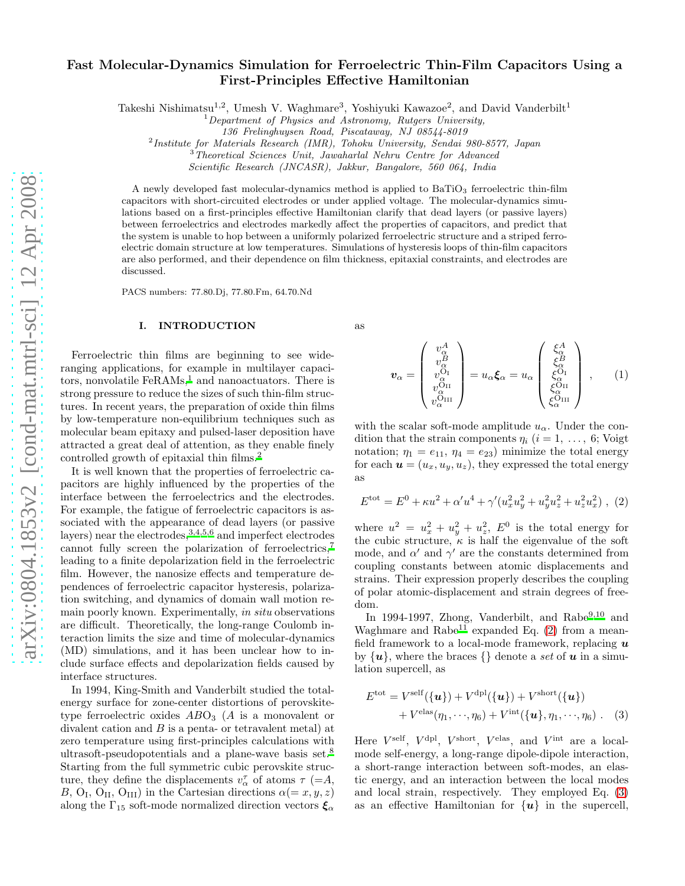# Fast Molecular-Dynamics Simulation for Ferroelectric Thin-Film Capacitors Using a First-Principles Effective Hamiltonian

Takeshi Nishimatsu[1,2], Umesh V. Waghmare[3], Yoshiyuki Kawazoe[2], and David Vanderbilt[1]

[1] *Department of Physics and Astronomy, Rutgers University, 136 Frelinghuysen Road, Piscataway, NJ 08544-8019*

[2] *Institute for Materials Research (IMR), Tohoku University, Sendai 980-8577, Japan*

[3] *Theoretical Sciences Unit, Jawaharlal Nehru Centre for Advanced Scientific Research (JNCASR), Jakkur, Bangalore, 560 064, India*

A newly developed fast molecular-dynamics method is applied to $BaTiO_3$ ferroelectric thin-film capacitors with short-circuited electrodes or under applied voltage. The molecular-dynamics simulations based on a first-principles effective Hamiltonian clarify that dead layers (or passive layers) between ferroelectrics and electrodes markedly affect the properties of capacitors, and predict that the system is unable to hop between a uniformly polarized ferroelectric structure and a striped ferroelectric domain structure at low temperatures. Simulations of hysteresis loops of thin-film capacitors are also performed, and their dependence on film thickness, epitaxial constraints, and electrodes are discussed.

PACS numbers: 77.80.Dj, 77.80.Fm, 64.70.Nd

## I. INTRODUCTION

Ferroelectric thin films are beginning to see wide-ranging applications, for example in multilayer capacitors, nonvolatile FeRAMs,[1] and nanoactuators. There is strong pressure to reduce the sizes of such thin-film structures. In recent years, the preparation of oxide thin films by low-temperature non-equilibrium techniques such as molecular beam epitaxy and pulsed-laser deposition have attracted a great deal of attention, as they enable finely controlled growth of epitaxial thin films.[2]

It is well known that the properties of ferroelectric capacitors are highly influenced by the properties of the interface between the ferroelectrics and the electrodes. For example, the fatigue of ferroelectric capacitors is associated with the appearance of dead layers (or passive layers) near the electrodes,[3,4,5,6] and imperfect electrodes cannot fully screen the polarization of ferroelectrics,[7] leading to a finite depolarization field in the ferroelectric film. However, the nanosize effects and temperature dependences of ferroelectric capacitor hysteresis, polarization switching, and dynamics of domain wall motion remain poorly known. Experimentally, *in situ* observations are difficult. Theoretically, the long-range Coulomb interaction limits the size and time of molecular-dynamics (MD) simulations, and it has been unclear how to include surface effects and depolarization fields caused by interface structures.

In 1994, King-Smith and Vanderbilt studied the total-energy surface for zone-center distortions of perovskite-type ferroelectric oxides $ABO_3$ ($A$ is a monovalent or divalent cation and $B$ is a penta- or tetravalent metal) at zero temperature using first-principles calculations with ultrasoft-pseudopotentials and a plane-wave basis set.[8] Starting from the full symmetric cubic perovskite structure, they define the displacements $v_\alpha^\tau$ of atoms $\tau$ (=$A$, $B$, $O_I$, $O_{II}$, $O_{III}$) in the Cartesian directions $\alpha(=x,y,z)$ along the $\Gamma_{15}$ soft-mode normalized direction vectors $\boldsymbol{\xi}_\alpha$ as

$$\boldsymbol{v}_\alpha = \begin{pmatrix} v_\alpha^A \\ v_\alpha^B \\ v_\alpha^{O_I} \\ v_\alpha^{O_{II}} \\ v_\alpha^{O_{III}} \end{pmatrix} = u_\alpha \boldsymbol{\xi}_\alpha = u_\alpha \begin{pmatrix} \xi_\alpha^A \\ \xi_\alpha^B \\ \xi_\alpha^{O_I} \\ \xi_\alpha^{O_{II}} \\ \xi_\alpha^{O_{III}} \end{pmatrix}, \tag{1}$$

with the scalar soft-mode amplitude $u_\alpha$. Under the condition that the strain components $\eta_i$ ($i=1,\ \ldots,\ 6$; Voigt notation; $\eta_1 = e_{11}$, $\eta_4 = e_{23}$) minimize the total energy for each $\boldsymbol{u} = (u_x, u_y, u_z)$, they expressed the total energy as

$$E^{\rm tot} = E^0 + \kappa u^2 + \alpha' u^4 + \gamma'(u_x^2 u_y^2 + u_y^2 u_z^2 + u_z^2 u_x^2)\ , \tag{2}$$

where $u^2 = u_x^2 + u_y^2 + u_z^2$, $E^0$ is the total energy for the cubic structure, $\kappa$ is half the eigenvalue of the soft mode, and $\alpha'$ and $\gamma'$ are the constants determined from coupling constants between atomic displacements and strains. Their expression properly describes the coupling of polar atomic-displacement and strain degrees of freedom.

In 1994-1997, Zhong, Vanderbilt, and Rabe[9,10] and Waghmare and Rabe[11] expanded Eq. (2) from a mean-field framework to a local-mode framework, replacing $\boldsymbol{u}$ by $\{\boldsymbol{u}\}$, where the braces $\{\}$ denote a *set* of $\boldsymbol{u}$ in a simulation supercell, as

$$E^{\rm tot} = V^{\rm self}(\{\boldsymbol{u}\}) + V^{\rm dpl}(\{\boldsymbol{u}\}) + V^{\rm short}(\{\boldsymbol{u}\}) + V^{\rm elas}(\eta_1, \cdots, \eta_6) + V^{\rm int}(\{\boldsymbol{u}\}, \eta_1, \cdots, \eta_6)\ . \tag{3}$$

Here $V^{\rm self}$, $V^{\rm dpl}$, $V^{\rm short}$, $V^{\rm elas}$, and $V^{\rm int}$ are a local-mode self-energy, a long-range dipole-dipole interaction, a short-range interaction between soft-modes, an elastic energy, and an interaction between the local modes and local strain, respectively. They employed Eq. (3) as an effective Hamiltonian for $\{\boldsymbol{u}\}$ in the supercell,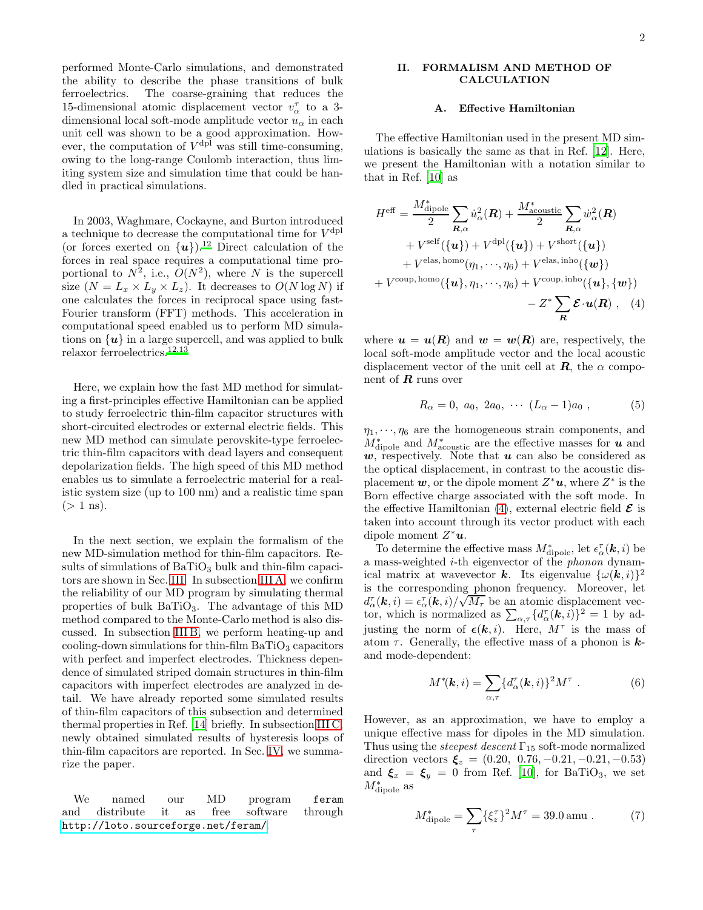performed Monte-Carlo simulations, and demonstrated the ability to describe the phase transitions of bulk ferroelectrics. The coarse-graining that reduces the 15-dimensional atomic displacement vector $v_\alpha^\tau$ to a 3-dimensional local soft-mode amplitude vector $u_\alpha$ in each unit cell was shown to be a good approximation. However, the computation of $V^{\rm dpl}$ was still time-consuming, owing to the long-range Coulomb interaction, thus limiting system size and simulation time that could be handled in practical simulations.

In 2003, Waghmare, Cockayne, and Burton introduced a technique to decrease the computational time for $V^{\rm dpl}$ (or forces exerted on $\{\boldsymbol{u}\}$).[12] Direct calculation of the forces in real space requires a computational time proportional to $N^2$, i.e., $O(N^2)$, where $N$ is the supercell size ($N = L_x \times L_y \times L_z$). It decreases to $O(N \log N)$ if one calculates the forces in reciprocal space using fast-Fourier transform (FFT) methods. This acceleration in computational speed enabled us to perform MD simulations on $\{\boldsymbol{u}\}$ in a large supercell, and was applied to bulk relaxor ferroelectrics.[12,13]

Here, we explain how the fast MD method for simulating a first-principles effective Hamiltonian can be applied to study ferroelectric thin-film capacitor structures with short-circuited electrodes or external electric fields. This new MD method can simulate perovskite-type ferroelectric thin-film capacitors with dead layers and consequent depolarization fields. The high speed of this MD method enables us to simulate a ferroelectric material for a realistic system size (up to 100 nm) and a realistic time span (> 1 ns).

In the next section, we explain the formalism of the new MD-simulation method for thin-film capacitors. Results of simulations of $BaTiO_3$ bulk and thin-film capacitors are shown in Sec. III. In subsection III A, we confirm the reliability of our MD program by simulating thermal properties of bulk $BaTiO_3$. The advantage of this MD method compared to the Monte-Carlo method is also discussed. In subsection III B, we perform heating-up and cooling-down simulations for thin-film $BaTiO_3$ capacitors with perfect and imperfect electrodes. Thickness dependence of simulated striped domain structures in thin-film capacitors with imperfect electrodes are analyzed in detail. We have already reported some simulated results of thin-film capacitors of this subsection and determined thermal properties in Ref. [14] briefly. In subsection III C, newly obtained simulated results of hysteresis loops of thin-film capacitors are reported. In Sec. IV, we summarize the paper.

We named our MD program `feram` and distribute it as free software through http://loto.sourceforge.net/feram/.

## II. FORMALISM AND METHOD OF CALCULATION

### A. Effective Hamiltonian

The effective Hamiltonian used in the present MD simulations is basically the same as that in Ref. [12]. Here, we present the Hamiltonian with a notation similar to that in Ref. [10] as

$$
\begin{aligned}
H^{\rm eff} = {} & \frac{M^*_{\rm dipole}}{2} \sum_{\boldsymbol{R},\alpha} \dot{u}_\alpha^2(\boldsymbol{R}) + \frac{M^*_{\rm acoustic}}{2} \sum_{\boldsymbol{R},\alpha} \dot{w}_\alpha^2(\boldsymbol{R}) \\
& + V^{\rm self}(\{\boldsymbol{u}\}) + V^{\rm dpl}(\{\boldsymbol{u}\}) + V^{\rm short}(\{\boldsymbol{u}\}) \\
& + V^{\rm elas,\,homo}(\eta_1, \cdots, \eta_6) + V^{\rm elas,\,inho}(\{\boldsymbol{w}\}) \\
& + V^{\rm coup,\,homo}(\{\boldsymbol{u}\}, \eta_1, \cdots, \eta_6) + V^{\rm coup,\,inho}(\{\boldsymbol{u}\}, \{\boldsymbol{w}\}) \\
& - Z^* \sum_{\boldsymbol{R}} \boldsymbol{\mathcal{E}} \cdot \boldsymbol{u}(\boldsymbol{R}) \ , \qquad (4)
\end{aligned}
$$

where $\boldsymbol{u} = \boldsymbol{u}(\boldsymbol{R})$ and $\boldsymbol{w} = \boldsymbol{w}(\boldsymbol{R})$ are, respectively, the local soft-mode amplitude vector and the local acoustic displacement vector of the unit cell at $\boldsymbol{R}$, the $\alpha$ component of $\boldsymbol{R}$ runs over

$$
R_\alpha = 0,\ a_0,\ 2a_0,\ \cdots\ (L_\alpha - 1)a_0 \ , \qquad (5)
$$

$\eta_1, \cdots, \eta_6$ are the homogeneous strain components, and $M^*_{\rm dipole}$ and $M^*_{\rm acoustic}$ are the effective masses for $\boldsymbol{u}$ and $\boldsymbol{w}$, respectively. Note that $\boldsymbol{u}$ can also be considered as the optical displacement, in contrast to the acoustic displacement $\boldsymbol{w}$, or the dipole moment $Z^*\boldsymbol{u}$, where $Z^*$ is the Born effective charge associated with the soft mode. In the effective Hamiltonian (4), external electric field $\boldsymbol{\mathcal{E}}$ is taken into account through its vector product with each dipole moment $Z^*\boldsymbol{u}$.

To determine the effective mass $M^*_{\rm dipole}$, let $\epsilon_\alpha^\tau(\boldsymbol{k}, i)$ be a mass-weighted $i$-th eigenvector of the *phonon* dynamical matrix at wavevector $\boldsymbol{k}$. Its eigenvalue $\{\omega(\boldsymbol{k}, i)\}^2$ is the corresponding phonon frequency. Moreover, let $d_\alpha^\tau(\boldsymbol{k}, i) = \epsilon_\alpha^\tau(\boldsymbol{k}, i)/\sqrt{M_\tau}$ be an atomic displacement vector, which is normalized as $\sum_{\alpha,\tau}\{d_\alpha^\tau(\boldsymbol{k}, i)\}^2 = 1$ by adjusting the norm of $\boldsymbol{\epsilon}(\boldsymbol{k}, i)$. Here, $M^\tau$ is the mass of atom $\tau$. Generally, the effective mass of a phonon is $\boldsymbol{k}$- and mode-dependent:

$$
M^*(\boldsymbol{k}, i) = \sum_{\alpha,\tau} \{d_\alpha^\tau(\boldsymbol{k}, i)\}^2 M^\tau \ . \qquad (6)
$$

However, as an approximation, we have to employ a unique effective mass for dipoles in the MD simulation. Thus using the *steepest descent* $\Gamma_{15}$ soft-mode normalized direction vectors $\boldsymbol{\xi}_z = (0.20,\ 0.76, -0.21, -0.21, -0.53)$ and $\boldsymbol{\xi}_x = \boldsymbol{\xi}_y = 0$ from Ref. [10], for $BaTiO_3$, we set $M^*_{\rm dipole}$ as

$$
M^*_{\rm dipole} = \sum_\tau \{\xi_z^\tau\}^2 M^\tau = 39.0\,\text{amu} \ . \qquad (7)
$$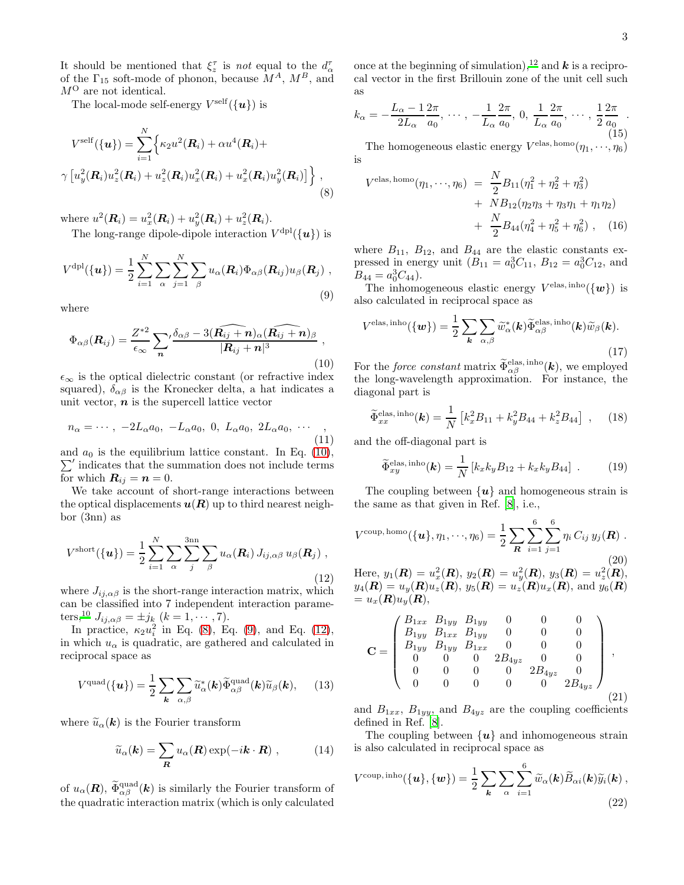It should be mentioned that $\xi_z^\tau$ is *not* equal to the $d_\alpha^\tau$ of the $\Gamma_{15}$ soft-mode of phonon, because $M^A$, $M^B$, and $M^O$ are not identical.

The local-mode self-energy $V^{\rm self}(\{\boldsymbol{u}\})$ is

$$
V^{\rm self}(\{\boldsymbol{u}\}) = \sum_{i=1}^{N} \Big\{ \kappa_2 u^2(\boldsymbol{R}_i) + \alpha u^4(\boldsymbol{R}_i) + \gamma \left[ u_y^2(\boldsymbol{R}_i) u_z^2(\boldsymbol{R}_i) + u_z^2(\boldsymbol{R}_i) u_x^2(\boldsymbol{R}_i) + u_x^2(\boldsymbol{R}_i) u_y^2(\boldsymbol{R}_i) \right] \Big\} , \tag{8}
$$

where $u^2(\boldsymbol{R}_i) = u_x^2(\boldsymbol{R}_i) + u_y^2(\boldsymbol{R}_i) + u_z^2(\boldsymbol{R}_i)$.

The long-range dipole-dipole interaction $V^{\rm dpl}(\{\boldsymbol{u}\})$ is

$$
V^{\rm dpl}(\{\boldsymbol{u}\}) = \frac{1}{2} \sum_{i=1}^{N} \sum_{\alpha} \sum_{j=1}^{N} \sum_{\beta} u_\alpha(\boldsymbol{R}_i) \Phi_{\alpha\beta}(\boldsymbol{R}_{ij}) u_\beta(\boldsymbol{R}_j) , \tag{9}
$$

where

$$
\Phi_{\alpha\beta}(\boldsymbol{R}_{ij}) = \frac{Z^{*2}}{\epsilon_\infty} \sum_{\boldsymbol{n}}{}' \frac{\delta_{\alpha\beta} - 3(\widehat{\boldsymbol{R}_{ij}+\boldsymbol{n}})_\alpha (\widehat{\boldsymbol{R}_{ij}+\boldsymbol{n}})_\beta}{|\boldsymbol{R}_{ij}+\boldsymbol{n}|^3} , \tag{10}
$$

$\epsilon_\infty$ is the optical dielectric constant (or refractive index squared), $\delta_{\alpha\beta}$ is the Kronecker delta, a hat indicates a unit vector, $\boldsymbol{n}$ is the supercell lattice vector

$$
n_\alpha = \cdots,\ -2L_\alpha a_0,\ -L_\alpha a_0,\ 0,\ L_\alpha a_0,\ 2L_\alpha a_0,\ \cdots \quad , \tag{11}
$$

and $a_0$ is the equilibrium lattice constant. In Eq. (10), $\sum'$ indicates that the summation does not include terms for which $\boldsymbol{R}_{ij} = \boldsymbol{n} = 0$.

We take account of short-range interactions between the optical displacements $\boldsymbol{u}(\boldsymbol{R})$ up to third nearest neighbor (3nn) as

$$
V^{\rm short}(\{\boldsymbol{u}\}) = \frac{1}{2} \sum_{i=1}^{N} \sum_{\alpha} \sum_{j}^{\rm 3nn} \sum_{\beta} u_\alpha(\boldsymbol{R}_i)\, J_{ij,\alpha\beta}\, u_\beta(\boldsymbol{R}_j) , \tag{12}
$$

where $J_{ij,\alpha\beta}$ is the short-range interaction matrix, which can be classified into 7 independent interaction parameters,[10] $J_{ij,\alpha\beta} = \pm j_k$ $(k = 1, \cdots, 7)$.

In practice, $\kappa_2 u_i^2$ in Eq. (8), Eq. (9), and Eq. (12), in which $u_\alpha$ is quadratic, are gathered and calculated in reciprocal space as

$$
V^{\rm quad}(\{\boldsymbol{u}\}) = \frac{1}{2} \sum_{\boldsymbol{k}} \sum_{\alpha,\beta} \widetilde{u}_\alpha^*(\boldsymbol{k}) \widetilde{\Phi}_{\alpha\beta}^{\rm quad}(\boldsymbol{k}) \widetilde{u}_\beta(\boldsymbol{k}), \tag{13}
$$

where $\widetilde{u}_\alpha(\boldsymbol{k})$ is the Fourier transform

$$
\widetilde{u}_\alpha(\boldsymbol{k}) = \sum_{\boldsymbol{R}} u_\alpha(\boldsymbol{R}) \exp(-i\boldsymbol{k}\cdot\boldsymbol{R}) , \tag{14}
$$

of $u_\alpha(\boldsymbol{R})$, $\widetilde{\Phi}_{\alpha\beta}^{\rm quad}(\boldsymbol{k})$ is similarly the Fourier transform of the quadratic interaction matrix (which is only calculated once at the beginning of simulation),[12] and $\boldsymbol{k}$ is a reciprocal vector in the first Brillouin zone of the unit cell such as

$$
k_\alpha = -\frac{L_\alpha - 1}{2L_\alpha}\frac{2\pi}{a_0},\ \cdots,\ -\frac{1}{L_\alpha}\frac{2\pi}{a_0},\ 0,\ \frac{1}{L_\alpha}\frac{2\pi}{a_0},\ \cdots,\ \frac{1}{2}\frac{2\pi}{a_0} \ . \tag{15}
$$

The homogeneous elastic energy $V^{\rm elas,\,homo}(\eta_1, \cdots, \eta_6)$ is

$$
\begin{aligned}
V^{\rm elas,\,homo}(\eta_1, \cdots, \eta_6) &= \frac{N}{2} B_{11}(\eta_1^2 + \eta_2^2 + \eta_3^2) \\
&+ N B_{12}(\eta_2\eta_3 + \eta_3\eta_1 + \eta_1\eta_2) \\
&+ \frac{N}{2} B_{44}(\eta_4^2 + \eta_5^2 + \eta_6^2) \ ,
\end{aligned} \tag{16}
$$

where $B_{11}$, $B_{12}$, and $B_{44}$ are the elastic constants expressed in energy unit ($B_{11} = a_0^3 C_{11}$, $B_{12} = a_0^3 C_{12}$, and $B_{44} = a_0^3 C_{44}$).

The inhomogeneous elastic energy $V^{\rm elas,\,inho}(\{\boldsymbol{w}\})$ is also calculated in reciprocal space as

$$
V^{\rm elas,\,inho}(\{\boldsymbol{w}\}) = \frac{1}{2} \sum_{\boldsymbol{k}} \sum_{\alpha,\beta} \widetilde{w}_\alpha^*(\boldsymbol{k}) \widetilde{\Phi}_{\alpha\beta}^{\rm elas,\,inho}(\boldsymbol{k}) \widetilde{w}_\beta(\boldsymbol{k}). \tag{17}
$$

For the *force constant* matrix $\widetilde{\Phi}_{\alpha\beta}^{\rm elas,\,inho}(\boldsymbol{k})$, we employed the long-wavelength approximation. For instance, the diagonal part is

$$
\widetilde{\Phi}_{xx}^{\rm elas,\,inho}(\boldsymbol{k}) = \frac{1}{N}\left[ k_x^2 B_{11} + k_y^2 B_{44} + k_z^2 B_{44} \right] , \tag{18}
$$

and the off-diagonal part is

$$
\widetilde{\Phi}_{xy}^{\rm elas,\,inho}(\boldsymbol{k}) = \frac{1}{N}\left[ k_x k_y B_{12} + k_x k_y B_{44} \right] . \tag{19}
$$

The coupling between $\{\boldsymbol{u}\}$ and homogeneous strain is the same as that given in Ref. [8], i.e.,

$$
V^{\rm coup,\,homo}(\{\boldsymbol{u}\}, \eta_1, \cdots, \eta_6) = \frac{1}{2} \sum_{\boldsymbol{R}} \sum_{i=1}^{6} \sum_{j=1}^{6} \eta_i\, C_{ij}\, y_j(\boldsymbol{R}) \ . \tag{20}
$$

Here, $y_1(\boldsymbol{R}) = u_x^2(\boldsymbol{R})$, $y_2(\boldsymbol{R}) = u_y^2(\boldsymbol{R})$, $y_3(\boldsymbol{R}) = u_z^2(\boldsymbol{R})$, $y_4(\boldsymbol{R}) = u_y(\boldsymbol{R})u_z(\boldsymbol{R})$, $y_5(\boldsymbol{R}) = u_z(\boldsymbol{R})u_x(\boldsymbol{R})$, and $y_6(\boldsymbol{R}) = u_x(\boldsymbol{R})u_y(\boldsymbol{R})$,

$$
\mathbf{C} = \begin{pmatrix}
B_{1xx} & B_{1yy} & B_{1yy} & 0 & 0 & 0 \\
B_{1yy} & B_{1xx} & B_{1yy} & 0 & 0 & 0 \\
B_{1yy} & B_{1yy} & B_{1xx} & 0 & 0 & 0 \\
0 & 0 & 0 & 2B_{4yz} & 0 & 0 \\
0 & 0 & 0 & 0 & 2B_{4yz} & 0 \\
0 & 0 & 0 & 0 & 0 & 2B_{4yz}
\end{pmatrix} , \tag{21}
$$

and $B_{1xx}$, $B_{1yy}$, and $B_{4yz}$ are the coupling coefficients defined in Ref. [8].

The coupling between $\{\boldsymbol{u}\}$ and inhomogeneous strain is also calculated in reciprocal space as

$$
V^{\rm coup,\,inho}(\{\boldsymbol{u}\}, \{\boldsymbol{w}\}) = \frac{1}{2} \sum_{\boldsymbol{k}} \sum_{\alpha} \sum_{i=1}^{6} \widetilde{w}_\alpha(\boldsymbol{k}) \widetilde{B}_{\alpha i}(\boldsymbol{k}) \widetilde{y}_i(\boldsymbol{k}) , \tag{22}
$$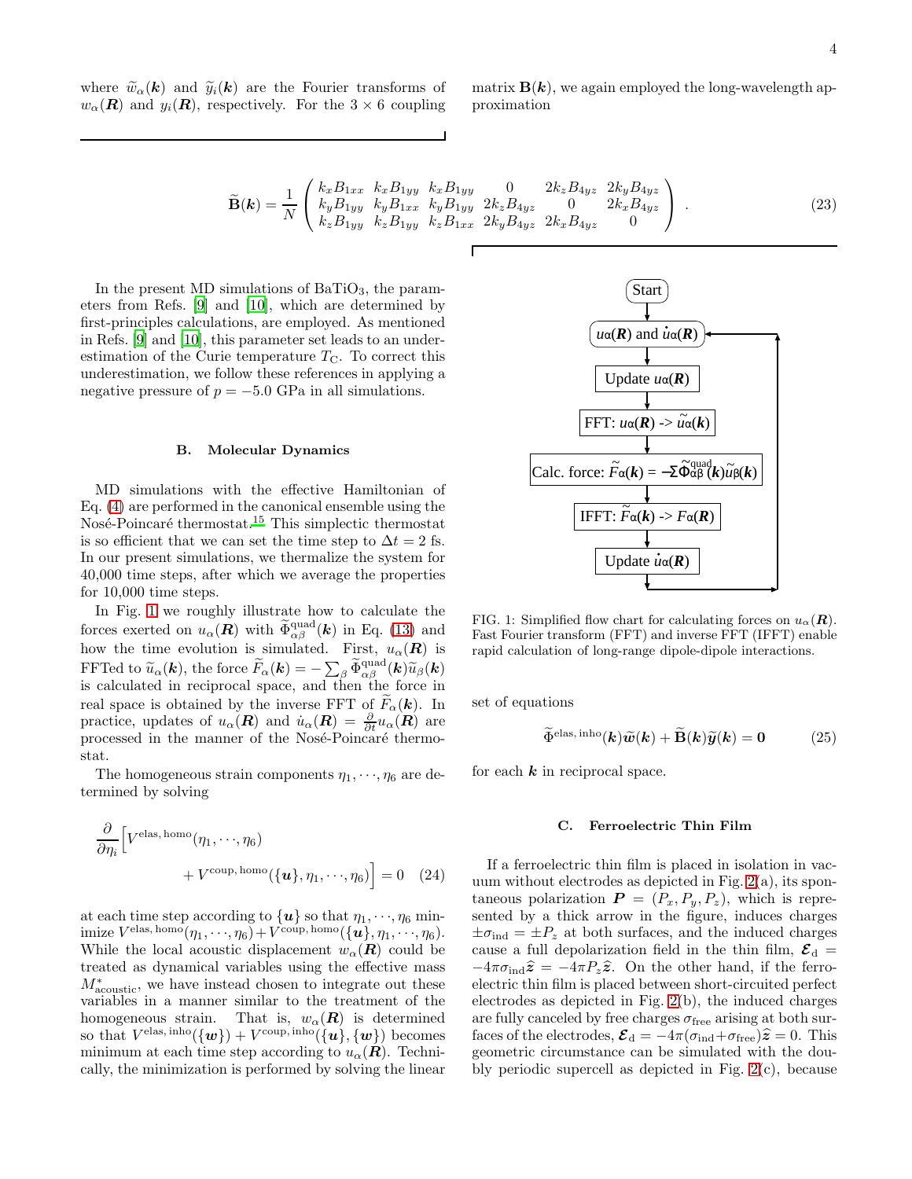where $\widetilde{w}_\alpha(\boldsymbol{k})$ and $\widetilde{y}_i(\boldsymbol{k})$ are the Fourier transforms of $w_\alpha(\boldsymbol{R})$ and $y_i(\boldsymbol{R})$, respectively. For the $3\times 6$ coupling matrix $\mathbf{B}(\boldsymbol{k})$, we again employed the long-wavelength approximation

$$
\widetilde{\mathbf{B}}(\boldsymbol{k}) = \frac{1}{N}\begin{pmatrix} k_x B_{1xx} & k_x B_{1yy} & k_x B_{1yy} & 0 & 2k_z B_{4yz} & 2k_y B_{4yz} \\ k_y B_{1yy} & k_y B_{1xx} & k_y B_{1yy} & 2k_z B_{4yz} & 0 & 2k_x B_{4yz} \\ k_z B_{1yy} & k_z B_{1yy} & k_z B_{1xx} & 2k_y B_{4yz} & 2k_x B_{4yz} & 0 \end{pmatrix} . \tag{23}
$$

In the present MD simulations of $BaTiO_3$, the parameters from Refs. [9] and [10], which are determined by first-principles calculations, are employed. As mentioned in Refs. [9] and [10], this parameter set leads to an underestimation of the Curie temperature $T_C$. To correct this underestimation, we follow these references in applying a negative pressure of $p = -5.0$ GPa in all simulations.

### B. Molecular Dynamics

MD simulations with the effective Hamiltonian of Eq. (4) are performed in the canonical ensemble using the Nosé-Poincaré thermostat.[15] This simplectic thermostat is so efficient that we can set the time step to $\Delta t = 2$ fs. In our present simulations, we thermalize the system for 40,000 time steps, after which we average the properties for 10,000 time steps.

In Fig. 1 we roughly illustrate how to calculate the forces exerted on $u_\alpha(\boldsymbol{R})$ with $\widetilde{\Phi}^{\rm quad}_{\alpha\beta}(\boldsymbol{k})$ in Eq. (13) and how the time evolution is simulated. First, $u_\alpha(\boldsymbol{R})$ is FFTed to $\widetilde{u}_\alpha(\boldsymbol{k})$, the force $\widetilde{F}_\alpha(\boldsymbol{k}) = -\sum_\beta \widetilde{\Phi}^{\rm quad}_{\alpha\beta}(\boldsymbol{k})\widetilde{u}_\beta(\boldsymbol{k})$ is calculated in reciprocal space, and then the force in real space is obtained by the inverse FFT of $\widetilde{F}_\alpha(\boldsymbol{k})$. In practice, updates of $u_\alpha(\boldsymbol{R})$ and $\dot{u}_\alpha(\boldsymbol{R}) = \frac{\partial}{\partial t}u_\alpha(\boldsymbol{R})$ are processed in the manner of the Nosé-Poincaré thermostat.

Start → $u_\alpha(\boldsymbol{R})$ and $\dot{u}_\alpha(\boldsymbol{R})$ → Update $u_\alpha(\boldsymbol{R})$ → FFT: $u_\alpha(\boldsymbol{R})$ -> $\widetilde{u}_\alpha(\boldsymbol{k})$ → Calc. force: $\widetilde{F}_\alpha(\boldsymbol{k}) = -\Sigma\widetilde{\Phi}^{\rm quad}_{\alpha\beta}(\boldsymbol{k})\widetilde{u}_\beta(\boldsymbol{k})$ → IFFT: $\widetilde{F}_\alpha(\boldsymbol{k})$ -> $F_\alpha(\boldsymbol{R})$ → Update $\dot{u}_\alpha(\boldsymbol{R})$ → (loop back)

FIG. 1: Simplified flow chart for calculating forces on $u_\alpha(\boldsymbol{R})$. Fast Fourier transform (FFT) and inverse FFT (IFFT) enable rapid calculation of long-range dipole-dipole interactions.

The homogeneous strain components $\eta_1, \cdots, \eta_6$ are determined by solving

$$
\frac{\partial}{\partial \eta_i}\Big[V^{\rm elas,\,homo}(\eta_1,\cdots,\eta_6) + V^{\rm coup,\,homo}(\{\boldsymbol{u}\},\eta_1,\cdots,\eta_6)\Big] = 0 \tag{24}
$$

at each time step according to $\{\boldsymbol{u}\}$ so that $\eta_1,\cdots,\eta_6$ minimize $V^{\rm elas,\,homo}(\eta_1,\cdots,\eta_6) + V^{\rm coup,\,homo}(\{\boldsymbol{u}\},\eta_1,\cdots,\eta_6)$. While the local acoustic displacement $w_\alpha(\boldsymbol{R})$ could be treated as dynamical variables using the effective mass $M^*_{\rm acoustic}$, we have instead chosen to integrate out these variables in a manner similar to the treatment of the homogeneous strain. That is, $w_\alpha(\boldsymbol{R})$ is determined so that $V^{\rm elas,\,inho}(\{\boldsymbol{w}\}) + V^{\rm coup,\,inho}(\{\boldsymbol{u}\},\{\boldsymbol{w}\})$ becomes minimum at each time step according to $u_\alpha(\boldsymbol{R})$. Technically, the minimization is performed by solving the linear set of equations

$$
\widetilde{\Phi}^{\rm elas,\,inho}(\boldsymbol{k})\widetilde{\boldsymbol{w}}(\boldsymbol{k}) + \widetilde{\mathbf{B}}(\boldsymbol{k})\widetilde{\boldsymbol{y}}(\boldsymbol{k}) = \mathbf{0} \tag{25}
$$

for each $\boldsymbol{k}$ in reciprocal space.

### C. Ferroelectric Thin Film

If a ferroelectric thin film is placed in isolation in vacuum without electrodes as depicted in Fig. 2(a), its spontaneous polarization $\boldsymbol{P} = (P_x, P_y, P_z)$, which is represented by a thick arrow in the figure, induces charges $\pm\sigma_{\rm ind} = \pm P_z$ at both surfaces, and the induced charges cause a full depolarization field in the thin film, $\boldsymbol{\mathcal{E}}_{\rm d} = -4\pi\sigma_{\rm ind}\widehat{\boldsymbol{z}} = -4\pi P_z\widehat{\boldsymbol{z}}$. On the other hand, if the ferroelectric thin film is placed between short-circuited perfect electrodes as depicted in Fig. 2(b), the induced charges are fully canceled by free charges $\sigma_{\rm free}$ arising at both surfaces of the electrodes, $\boldsymbol{\mathcal{E}}_{\rm d} = -4\pi(\sigma_{\rm ind}+\sigma_{\rm free})\widehat{\boldsymbol{z}} = 0$. This geometric circumstance can be simulated with the doubly periodic supercell as depicted in Fig. 2(c), because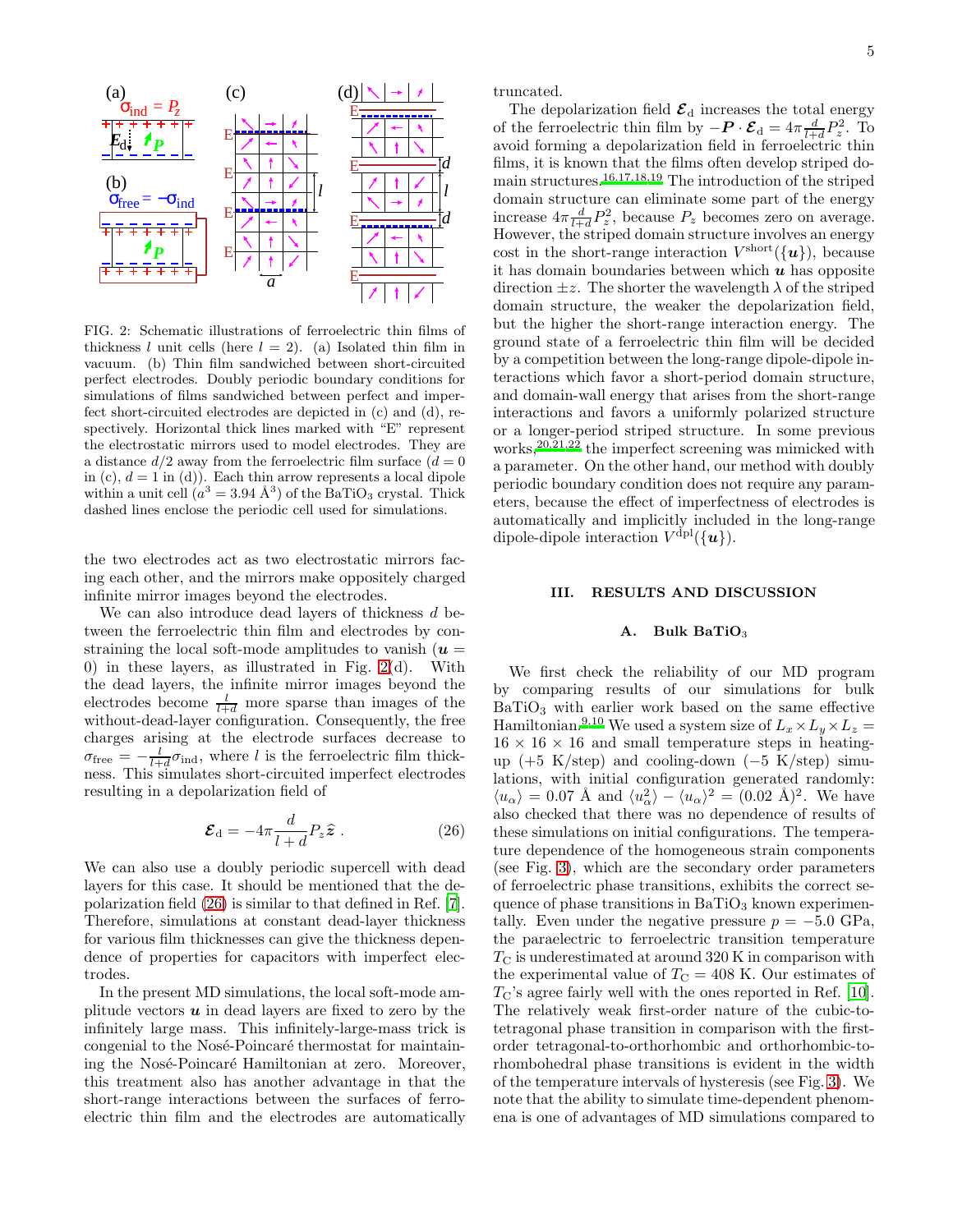FIG. 2: Schematic illustrations of ferroelectric thin films of thickness $l$ unit cells (here $l = 2$). (a) Isolated thin film in vacuum. (b) Thin film sandwiched between short-circuited perfect electrodes. Doubly periodic boundary conditions for simulations of films sandwiched between perfect and imperfect short-circuited electrodes are depicted in (c) and (d), respectively. Horizontal thick lines marked with "E" represent the electrostatic mirrors used to model electrodes. They are a distance $d/2$ away from the ferroelectric film surface ($d = 0$ in (c), $d = 1$ in (d)). Each thin arrow represents a local dipole within a unit cell ($a^3 = 3.94$ Å$^3$) of the $BaTiO_3$ crystal. Thick dashed lines enclose the periodic cell used for simulations.

the two electrodes act as two electrostatic mirrors facing each other, and the mirrors make oppositely charged infinite mirror images beyond the electrodes.

We can also introduce dead layers of thickness $d$ between the ferroelectric thin film and electrodes by constraining the local soft-mode amplitudes to vanish ($\boldsymbol{u} = 0$) in these layers, as illustrated in Fig. 2(d). With the dead layers, the infinite mirror images beyond the electrodes become $\frac{l}{l+d}$ more sparse than images of the without-dead-layer configuration. Consequently, the free charges arising at the electrode surfaces decrease to $\sigma_{\text{free}} = -\frac{l}{l+d}\sigma_{\text{ind}}$, where $l$ is the ferroelectric film thickness. This simulates short-circuited imperfect electrodes resulting in a depolarization field of

$$\boldsymbol{\mathcal{E}}_{\text{d}} = -4\pi \frac{d}{l+d} P_z \hat{\boldsymbol{z}} \ . \tag{26}$$

We can also use a doubly periodic supercell with dead layers for this case. It should be mentioned that the depolarization field (26) is similar to that defined in Ref. [7]. Therefore, simulations at constant dead-layer thickness for various film thicknesses can give the thickness dependence of properties for capacitors with imperfect electrodes.

In the present MD simulations, the local soft-mode amplitude vectors $\boldsymbol{u}$ in dead layers are fixed to zero by the infinitely large mass. This infinitely-large-mass trick is congenial to the Nosé-Poincaré thermostat for maintaining the Nosé-Poincaré Hamiltonian at zero. Moreover, this treatment also has another advantage in that the short-range interactions between the surfaces of ferroelectric thin film and the electrodes are automatically truncated.

The depolarization field $\boldsymbol{\mathcal{E}}_{\text{d}}$ increases the total energy of the ferroelectric thin film by $-\boldsymbol{P} \cdot \boldsymbol{\mathcal{E}}_{\text{d}} = 4\pi \frac{d}{l+d} P_z^2$. To avoid forming a depolarization field in ferroelectric thin films, it is known that the films often develop striped domain structures.[16,17,18,19] The introduction of the striped domain structure can eliminate some part of the energy increase $4\pi \frac{d}{l+d} P_z^2$, because $P_z$ becomes zero on average. However, the striped domain structure involves an energy cost in the short-range interaction $V^{\text{short}}(\{\boldsymbol{u}\})$, because it has domain boundaries between which $\boldsymbol{u}$ has opposite direction $\pm z$. The shorter the wavelength $\lambda$ of the striped domain structure, the weaker the depolarization field, but the higher the short-range interaction energy. The ground state of a ferroelectric thin film will be decided by a competition between the long-range dipole-dipole interactions which favor a short-period domain structure, and domain-wall energy that arises from the short-range interactions and favors a uniformly polarized structure or a longer-period striped structure. In some previous works,[20,21,22] the imperfect screening was mimicked with a parameter. On the other hand, our method with doubly periodic boundary condition does not require any parameters, because the effect of imperfectness of electrodes is automatically and implicitly included in the long-range dipole-dipole interaction $V^{\text{dpl}}(\{\boldsymbol{u}\})$.

## III. RESULTS AND DISCUSSION

### A. Bulk $BaTiO_3$

We first check the reliability of our MD program by comparing results of our simulations for bulk $BaTiO_3$ with earlier work based on the same effective Hamiltonian.[9,10] We used a system size of $L_x \times L_y \times L_z = 16 \times 16 \times 16$ and small temperature steps in heating-up (+5 K/step) and cooling-down (−5 K/step) simulations, with initial configuration generated randomly: $\langle u_\alpha \rangle = 0.07$ Å and $\langle u_\alpha^2 \rangle - \langle u_\alpha \rangle^2 = (0.02 \text{ Å})^2$. We have also checked that there was no dependence of results of these simulations on initial configurations. The temperature dependence of the homogeneous strain components (see Fig. 3), which are the secondary order parameters of ferroelectric phase transitions, exhibits the correct sequence of phase transitions in $BaTiO_3$ known experimentally. Even under the negative pressure $p = -5.0$ GPa, the paraelectric to ferroelectric transition temperature $T_{\text{C}}$ is underestimated at around 320 K in comparison with the experimental value of $T_{\text{C}} = 408$ K. Our estimates of $T_{\text{C}}$'s agree fairly well with the ones reported in Ref. [10]. The relatively weak first-order nature of the cubic-to-tetragonal phase transition in comparison with the first-order tetragonal-to-orthorhombic and orthorhombic-to-rhombohedral phase transitions is evident in the width of the temperature intervals of hysteresis (see Fig. 3). We note that the ability to simulate time-dependent phenomena is one of advantages of MD simulations compared to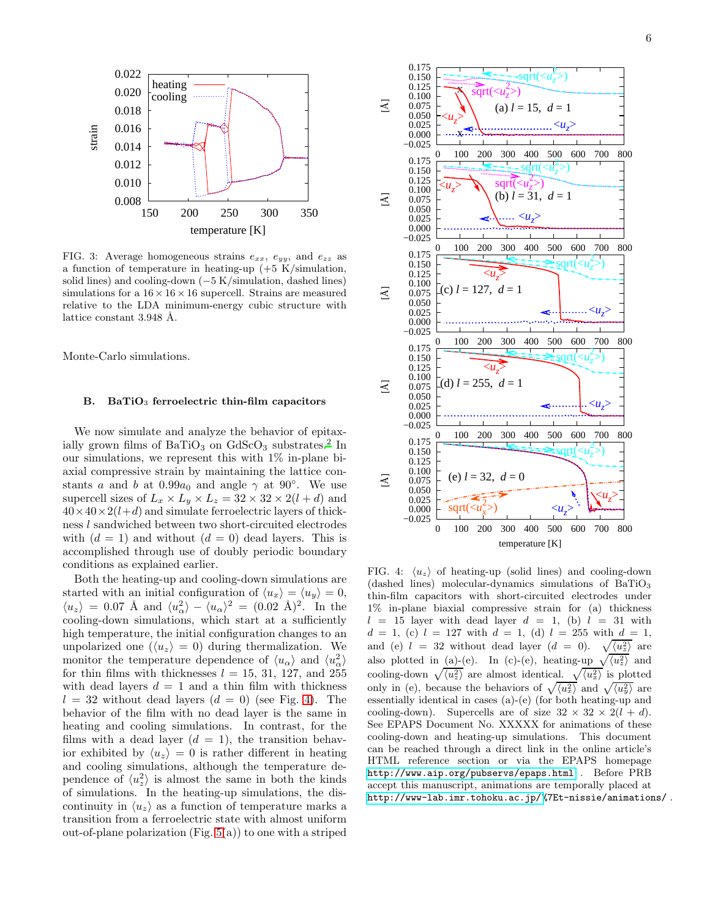FIG. 3: Average homogeneous strains $e_{xx}$, $e_{yy}$, and $e_{zz}$ as a function of temperature in heating-up (+5 K/simulation, solid lines) and cooling-down (−5 K/simulation, dashed lines) simulations for a $16 \times 16 \times 16$ supercell. Strains are measured relative to the LDA minimum-energy cubic structure with lattice constant 3.948 Å.

Monte-Carlo simulations.

### B. $BaTiO_3$ ferroelectric thin-film capacitors

We now simulate and analyze the behavior of epitaxially grown films of $BaTiO_3$ on $GdScO_3$ substrates.[2] In our simulations, we represent this with 1% in-plane biaxial compressive strain by maintaining the lattice constants $a$ and $b$ at $0.99a_0$ and angle $\gamma$ at 90°. We use supercell sizes of $L_x \times L_y \times L_z = 32 \times 32 \times 2(l + d)$ and $40 \times 40 \times 2(l+d)$ and simulate ferroelectric layers of thickness $l$ sandwiched between two short-circuited electrodes with ($d = 1$) and without ($d = 0$) dead layers. This is accomplished through use of doubly periodic boundary conditions as explained earlier.

Both the heating-up and cooling-down simulations are started with an initial configuration of $\langle u_x \rangle = \langle u_y \rangle = 0$, $\langle u_z \rangle = 0.07$ Å and $\langle u_\alpha^2 \rangle - \langle u_\alpha \rangle^2 = (0.02\ \text{Å})^2$. In the cooling-down simulations, which start at a sufficiently high temperature, the initial configuration changes to an unpolarized one ($\langle u_z \rangle = 0$) during thermalization. We monitor the temperature dependence of $\langle u_\alpha \rangle$ and $\langle u_\alpha^2 \rangle$ for thin films with thicknesses $l = 15$, 31, 127, and 255 with dead layers $d = 1$ and a thin film with thickness $l = 32$ without dead layers ($d = 0$) (see Fig. 4). The behavior of the film with no dead layer is the same in heating and cooling simulations. In contrast, for the films with a dead layer ($d = 1$), the transition behavior exhibited by $\langle u_z \rangle = 0$ is rather different in heating and cooling simulations, although the temperature dependence of $\langle u_z^2 \rangle$ is almost the same in both the kinds of simulations. In the heating-up simulations, the discontinuity in $\langle u_z \rangle$ as a function of temperature marks a transition from a ferroelectric state with almost uniform out-of-plane polarization (Fig. 5(a)) to one with a striped

FIG. 4: $\langle u_z \rangle$ of heating-up (solid lines) and cooling-down (dashed lines) molecular-dynamics simulations of $BaTiO_3$ thin-film capacitors with short-circuited electrodes under 1% in-plane biaxial compressive strain for (a) thickness $l = 15$ layer with dead layer $d = 1$, (b) $l = 31$ with $d = 1$, (c) $l = 127$ with $d = 1$, (d) $l = 255$ with $d = 1$, and (e) $l = 32$ without dead layer ($d = 0$). $\sqrt{\langle u_z^2 \rangle}$ are also plotted in (a)-(e). In (c)-(e), heating-up $\sqrt{\langle u_z^2 \rangle}$ and cooling-down $\sqrt{\langle u_z^2 \rangle}$ are almost identical. $\sqrt{\langle u_x^2 \rangle}$ is plotted only in (e), because the behaviors of $\sqrt{\langle u_x^2 \rangle}$ and $\sqrt{\langle u_y^2 \rangle}$ are essentially identical in cases (a)-(e) (for both heating-up and cooling-down). Supercells are of size $32 \times 32 \times 2(l + d)$. See EPAPS Document No. XXXXX for animations of these cooling-down and heating-up simulations. This document can be reached through a direct link in the online article's HTML reference section or via the EPAPS homepage `http://www.aip.org/pubservs/epaps.html`. Before PRB accept this manuscript, animations are temporally placed at `http://www-lab.imr.tohoku.ac.jp/%7Et-nissie/animations/`.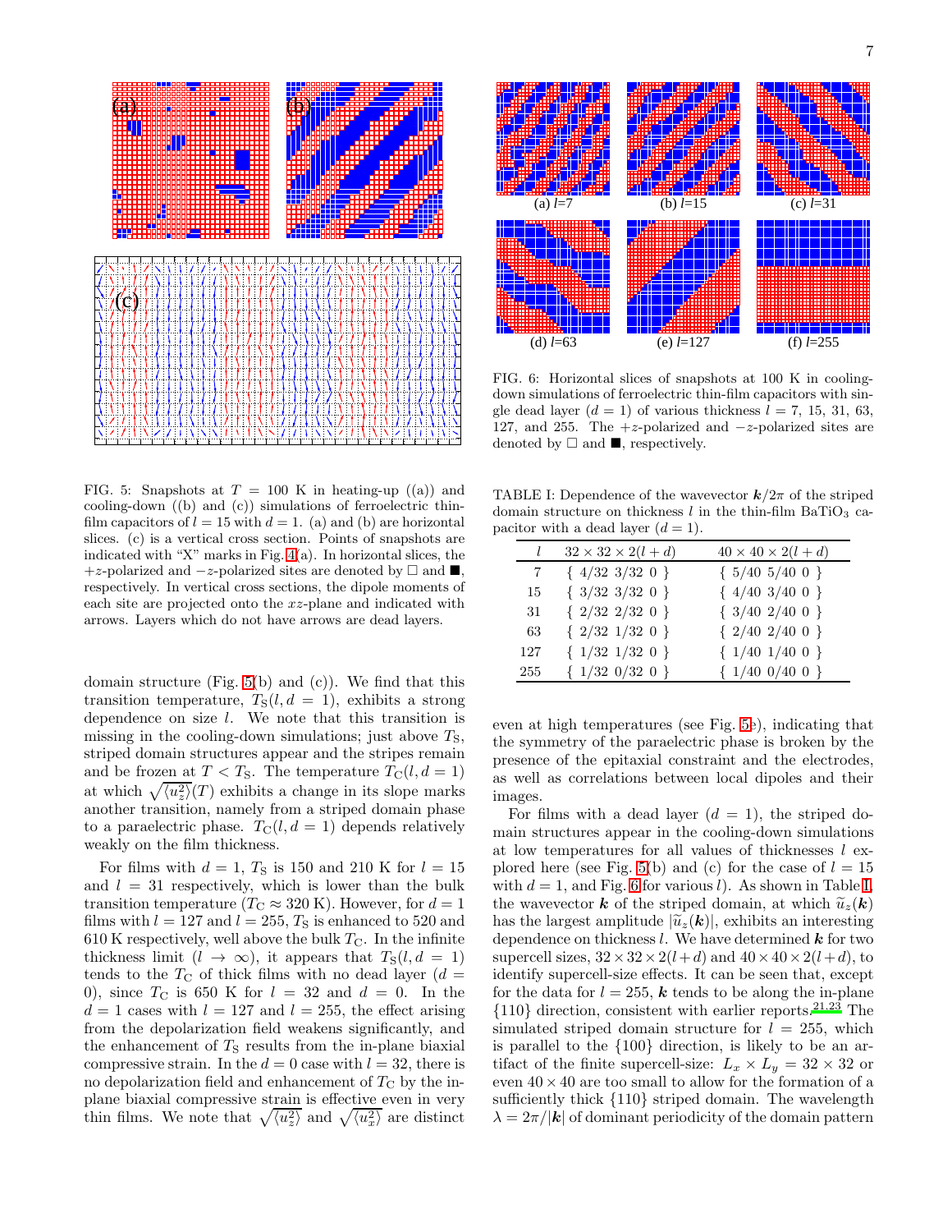FIG. 5: Snapshots at $T = 100$ K in heating-up ((a)) and cooling-down ((b) and (c)) simulations of ferroelectric thin-film capacitors of $l = 15$ with $d = 1$. (a) and (b) are horizontal slices. (c) is a vertical cross section. Points of snapshots are indicated with "X" marks in Fig. 4(a). In horizontal slices, the $+z$-polarized and $-z$-polarized sites are denoted by □ and ■, respectively. In vertical cross sections, the dipole moments of each site are projected onto the $xz$-plane and indicated with arrows. Layers which do not have arrows are dead layers.

domain structure (Fig. 5(b) and (c)). We find that this transition temperature, $T_{\rm S}(l, d = 1)$, exhibits a strong dependence on size $l$. We note that this transition is missing in the cooling-down simulations; just above $T_{\rm S}$, striped domain structures appear and the stripes remain and be frozen at $T < T_{\rm S}$. The temperature $T_{\rm C}(l, d = 1)$ at which $\sqrt{\langle u_z^2 \rangle}(T)$ exhibits a change in its slope marks another transition, namely from a striped domain phase to a paraelectric phase. $T_{\rm C}(l, d = 1)$ depends relatively weakly on the film thickness.

For films with $d = 1$, $T_{\rm S}$ is 150 and 210 K for $l = 15$ and $l = 31$ respectively, which is lower than the bulk transition temperature ($T_{\rm C} \approx 320$ K). However, for $d = 1$ films with $l = 127$ and $l = 255$, $T_{\rm S}$ is enhanced to 520 and 610 K respectively, well above the bulk $T_{\rm C}$. In the infinite thickness limit ($l \to \infty$), it appears that $T_{\rm S}(l, d = 1)$ tends to the $T_{\rm C}$ of thick films with no dead layer ($d = 0$), since $T_{\rm C}$ is 650 K for $l = 32$ and $d = 0$. In the $d = 1$ cases with $l = 127$ and $l = 255$, the effect arising from the depolarization field weakens significantly, and the enhancement of $T_{\rm S}$ results from the in-plane biaxial compressive strain. In the $d = 0$ case with $l = 32$, there is no depolarization field and enhancement of $T_{\rm C}$ by the in-plane biaxial compressive strain is effective even in very thin films. We note that $\sqrt{\langle u_z^2 \rangle}$ and $\sqrt{\langle u_x^2 \rangle}$ are distinct even at high temperatures (see Fig. 5e), indicating that the symmetry of the paraelectric phase is broken by the presence of the epitaxial constraint and the electrodes, as well as correlations between local dipoles and their images.

FIG. 6: Horizontal slices of snapshots at 100 K in cooling-down simulations of ferroelectric thin-film capacitors with single dead layer ($d = 1$) of various thickness $l$ = 7, 15, 31, 63, 127, and 255. The $+z$-polarized and $-z$-polarized sites are denoted by □ and ■, respectively.

TABLE I: Dependence of the wavevector $\boldsymbol{k}/2\pi$ of the striped domain structure on thickness $l$ in the thin-film $BaTiO_3$ capacitor with a dead layer ($d = 1$).

| $l$ | $32 \times 32 \times 2(l + d)$ | $40 \times 40 \times 2(l + d)$ |
|---|---|---|
| 7 | { 4/32 3/32 0 } | { 5/40 5/40 0 } |
| 15 | { 3/32 3/32 0 } | { 4/40 3/40 0 } |
| 31 | { 2/32 2/32 0 } | { 3/40 2/40 0 } |
| 63 | { 2/32 1/32 0 } | { 2/40 2/40 0 } |
| 127 | { 1/32 1/32 0 } | { 1/40 1/40 0 } |
| 255 | { 1/32 0/32 0 } | { 1/40 0/40 0 } |

For films with a dead layer ($d = 1$), the striped domain structures appear in the cooling-down simulations at low temperatures for all values of thicknesses $l$ explored here (see Fig. 5(b) and (c) for the case of $l = 15$ with $d = 1$, and Fig. 6 for various $l$). As shown in Table I, the wavevector $\boldsymbol{k}$ of the striped domain, at which $\tilde{u}_z(\boldsymbol{k})$ has the largest amplitude $|\tilde{u}_z(\boldsymbol{k})|$, exhibits an interesting dependence on thickness $l$. We have determined $\boldsymbol{k}$ for two supercell sizes, $32 \times 32 \times 2(l + d)$ and $40 \times 40 \times 2(l + d)$, to identify supercell-size effects. It can be seen that, except for the data for $l = 255$, $\boldsymbol{k}$ tends to be along the in-plane {110} direction, consistent with earlier reports.[21,23] The simulated striped domain structure for $l = 255$, which is parallel to the {100} direction, is likely to be an artifact of the finite supercell-size: $L_x \times L_y = 32 \times 32$ or even $40 \times 40$ are too small to allow for the formation of a sufficiently thick {110} striped domain. The wavelength $\lambda = 2\pi/|\boldsymbol{k}|$ of dominant periodicity of the domain pattern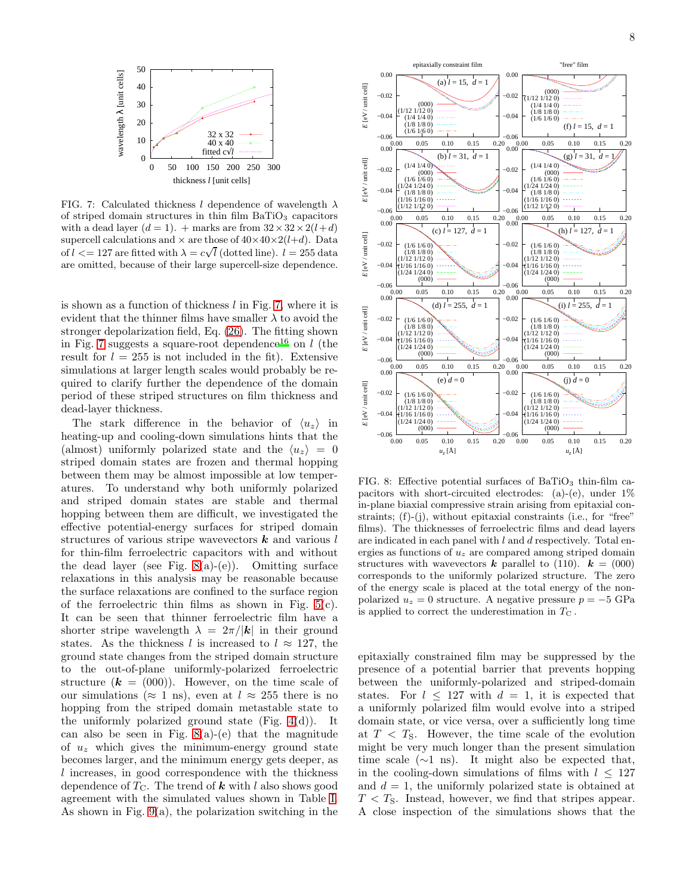FIG. 7: Calculated thickness $l$ dependence of wavelength $\lambda$ of striped domain structures in thin film $BaTiO_3$ capacitors with a dead layer ($d = 1$). + marks are from $32 \times 32 \times 2(l+d)$ supercell calculations and × are those of $40 \times 40 \times 2(l+d)$. Data of $l <= 127$ are fitted with $\lambda = c\sqrt{l}$ (dotted line). $l = 255$ data are omitted, because of their large supercell-size dependence.

is shown as a function of thickness $l$ in Fig. 7, where it is evident that the thinner films have smaller $\lambda$ to avoid the stronger depolarization field, Eq. (26). The fitting shown in Fig. 7 suggests a square-root dependence[16] on $l$ (the result for $l = 255$ is not included in the fit). Extensive simulations at larger length scales would probably be required to clarify further the dependence of the domain period of these striped structures on film thickness and dead-layer thickness.

The stark difference in the behavior of $\langle u_z \rangle$ in heating-up and cooling-down simulations hints that the (almost) uniformly polarized state and the $\langle u_z \rangle = 0$ striped domain states are frozen and thermal hopping between them may be almost impossible at low temperatures. To understand why both uniformly polarized and striped domain states are stable and thermal hopping between them are difficult, we investigated the effective potential-energy surfaces for striped domain structures of various stripe wavevectors $\boldsymbol{k}$ and various $l$ for thin-film ferroelectric capacitors with and without the dead layer (see Fig. 8(a)-(e)). Omitting surface relaxations in this analysis may be reasonable because the surface relaxations are confined to the surface region of the ferroelectric thin films as shown in Fig. 5(c). It can be seen that thinner ferroelectric film have a shorter stripe wavelength $\lambda = 2\pi/|\boldsymbol{k}|$ in their ground states. As the thickness $l$ is increased to $l \approx 127$, the ground state changes from the striped domain structure to the out-of-plane uniformly-polarized ferroelectric structure ($\boldsymbol{k} = (000)$). However, on the time scale of our simulations ($\approx 1$ ns), even at $l \approx 255$ there is no hopping from the striped domain metastable state to the uniformly polarized ground state (Fig. 4(d)). It can also be seen in Fig. 8(a)-(e) that the magnitude of $u_z$ which gives the minimum-energy ground state becomes larger, and the minimum energy gets deeper, as $l$ increases, in good correspondence with the thickness dependence of $T_C$. The trend of $\boldsymbol{k}$ with $l$ also shows good agreement with the simulated values shown in Table I. As shown in Fig. 9(a), the polarization switching in the

FIG. 8: Effective potential surfaces of $BaTiO_3$ thin-film capacitors with short-circuited electrodes: (a)-(e), under 1% in-plane biaxial compressive strain arising from epitaxial constraints; (f)-(j), without epitaxial constraints (i.e., for "free" films). The thicknesses of ferroelectric films and dead layers are indicated in each panel with $l$ and $d$ respectively. Total energies as functions of $u_z$ are compared among striped domain structures with wavevectors $\boldsymbol{k}$ parallel to (110). $\boldsymbol{k} = (000)$ corresponds to the uniformly polarized structure. The zero of the energy scale is placed at the total energy of the non-polarized $u_z = 0$ structure. A negative pressure $p = -5$ GPa is applied to correct the underestimation in $T_C$.

epitaxially constrained film may be suppressed by the presence of a potential barrier that prevents hopping between the uniformly-polarized and striped-domain states. For $l \leq 127$ with $d = 1$, it is expected that a uniformly polarized film would evolve into a striped domain state, or vice versa, over a sufficiently long time at $T < T_S$. However, the time scale of the evolution might be very much longer than the present simulation time scale ($\sim$1 ns). It might also be expected that, in the cooling-down simulations of films with $l \leq 127$ and $d = 1$, the uniformly polarized state is obtained at $T < T_S$. Instead, however, we find that stripes appear. A close inspection of the simulations shows that the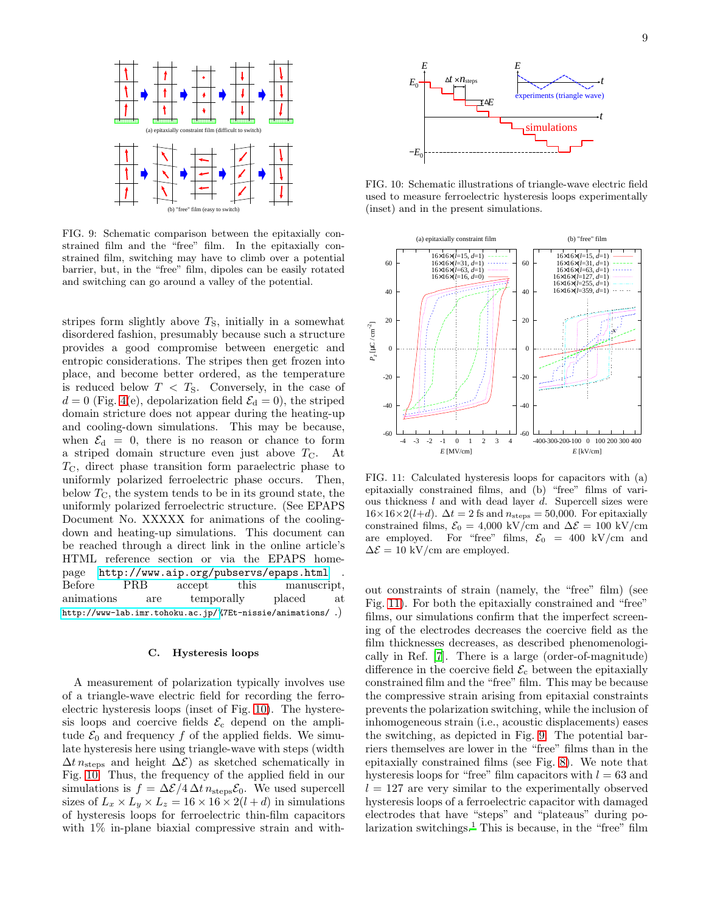FIG. 9: Schematic comparison between the epitaxially constrained film and the "free" film. In the epitaxially constrained film, switching may have to climb over a potential barrier, but, in the "free" film, dipoles can be easily rotated and switching can go around a valley of the potential.

stripes form slightly above $T_S$, initially in a somewhat disordered fashion, presumably because such a structure provides a good compromise between energetic and entropic considerations. The stripes then get frozen into place, and become better ordered, as the temperature is reduced below $T < T_S$. Conversely, in the case of $d = 0$ (Fig. 4(e), depolarization field $\mathcal{E}_d = 0$), the striped domain stricture does not appear during the heating-up and cooling-down simulations. This may be because, when $\mathcal{E}_d = 0$, there is no reason or chance to form a striped domain structure even just above $T_C$. At $T_C$, direct phase transition form paraelectric phase to uniformly polarized ferroelectric phase occurs. Then, below $T_C$, the system tends to be in its ground state, the uniformly polarized ferroelectric structure. (See EPAPS Document No. XXXXX for animations of the cooling-down and heating-up simulations. This document can be reached through a direct link in the online article's HTML reference section or via the EPAPS homepage http://www.aip.org/pubservs/epaps.html . Before PRB accept this manuscript, animations are temporally placed at http://www-lab.imr.tohoku.ac.jp/%7Et-nissie/animations/ .)

### C. Hysteresis loops

A measurement of polarization typically involves use of a triangle-wave electric field for recording the ferroelectric hysteresis loops (inset of Fig. 10). The hysteresis loops and coercive fields $\mathcal{E}_c$ depend on the amplitude $\mathcal{E}_0$ and frequency $f$ of the applied fields. We simulate hysteresis here using triangle-wave with steps (width $\Delta t\, n_{\text{steps}}$ and height $\Delta\mathcal{E}$) as sketched schematically in Fig. 10. Thus, the frequency of the applied field in our simulations is $f = \Delta\mathcal{E}/4\,\Delta t\, n_{\text{steps}}\mathcal{E}_0$. We used supercell sizes of $L_x \times L_y \times L_z = 16 \times 16 \times 2(l + d)$ in simulations of hysteresis loops for ferroelectric thin-film capacitors with 1% in-plane biaxial compressive strain and without constraints of strain (namely, the "free" film) (see Fig. 11). For both the epitaxially constrained and "free" films, our simulations confirm that the imperfect screening of the electrodes decreases the coercive field as the film thicknesses decreases, as described phenomenologically in Ref. [7]. There is a large (order-of-magnitude) difference in the coercive field $\mathcal{E}_c$ between the epitaxially constrained film and the "free" film. This may be because the compressive strain arising from epitaxial constraints prevents the polarization switching, while the inclusion of inhomogeneous strain (i.e., acoustic displacements) eases the switching, as depicted in Fig. 9. The potential barriers themselves are lower in the "free" films than in the epitaxially constrained films (see Fig. 8). We note that hysteresis loops for "free" film capacitors with $l = 63$ and $l = 127$ are very similar to the experimentally observed hysteresis loops of a ferroelectric capacitor with damaged electrodes that have "steps" and "plateaus" during polarization switchings.[1] This is because, in the "free" film

FIG. 10: Schematic illustrations of triangle-wave electric field used to measure ferroelectric hysteresis loops experimentally (inset) and in the present simulations.

FIG. 11: Calculated hysteresis loops for capacitors with (a) epitaxially constrained films, and (b) "free" films of various thickness $l$ and with dead layer $d$. Supercell sizes were $16\times16\times2(l+d)$. $\Delta t = 2$ fs and $n_{\text{steps}} = 50{,}000$. For epitaxially constrained films, $\mathcal{E}_0 = 4{,}000$ kV/cm and $\Delta\mathcal{E} = 100$ kV/cm are employed. For "free" films, $\mathcal{E}_0 = 400$ kV/cm and $\Delta\mathcal{E} = 10$ kV/cm are employed.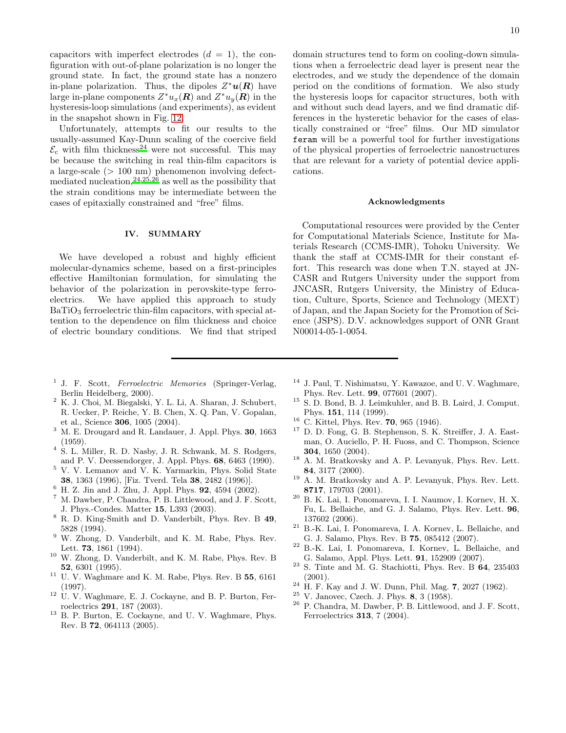capacitors with imperfect electrodes ($d = 1$), the configuration with out-of-plane polarization is no longer the ground state. In fact, the ground state has a nonzero in-plane polarization. Thus, the dipoles $Z^*\boldsymbol{u}(\boldsymbol{R})$ have large in-plane components $Z^*u_x(\boldsymbol{R})$ and $Z^*u_y(\boldsymbol{R})$ in the hysteresis-loop simulations (and experiments), as evident in the snapshot shown in Fig. 12.

Unfortunately, attempts to fit our results to the usually-assumed Kay-Dunn scaling of the coercive field $\mathcal{E}_c$ with film thickness[24] were not successful. This may be because the switching in real thin-film capacitors is a large-scale (> 100 nm) phenomenon involving defect-mediated nucleation,[24,25,26] as well as the possibility that the strain conditions may be intermediate between the cases of epitaxially constrained and "free" films.

## IV. SUMMARY

We have developed a robust and highly efficient molecular-dynamics scheme, based on a first-principles effective Hamiltonian formulation, for simulating the behavior of the polarization in perovskite-type ferroelectrics. We have applied this approach to study $BaTiO_3$ ferroelectric thin-film capacitors, with special attention to the dependence on film thickness and choice of electric boundary conditions. We find that striped domain structures tend to form on cooling-down simulations when a ferroelectric dead layer is present near the electrodes, and we study the dependence of the domain period on the conditions of formation. We also study the hysteresis loops for capacitor structures, both with and without such dead layers, and we find dramatic differences in the hysteretic behavior for the cases of elastically constrained or "free" films. Our MD simulator `feram` will be a powerful tool for further investigations of the physical properties of ferroelectric nanostructures that are relevant for a variety of potential device applications.

### Acknowledgments

Computational resources were provided by the Center for Computational Materials Science, Institute for Materials Research (CCMS-IMR), Tohoku University. We thank the staff at CCMS-IMR for their constant effort. This research was done when T.N. stayed at JNCASR and Rutgers University under the support from JNCASR, Rutgers University, the Ministry of Education, Culture, Sports, Science and Technology (MEXT) of Japan, and the Japan Society for the Promotion of Science (JSPS). D.V. acknowledges support of ONR Grant N00014-05-1-0054.

---

1. J. F. Scott, *Ferroelectric Memories* (Springer-Verlag, Berlin Heidelberg, 2000).
2. K. J. Choi, M. Biegalski, Y. L. Li, A. Sharan, J. Schubert, R. Uecker, P. Reiche, Y. B. Chen, X. Q. Pan, V. Gopalan, et al., Science **306**, 1005 (2004).
3. M. E. Drougard and R. Landauer, J. Appl. Phys. **30**, 1663 (1959).
4. S. L. Miller, R. D. Nasby, J. R. Schwank, M. S. Rodgers, and P. V. Deessendorger, J. Appl. Phys. **68**, 6463 (1990).
5. V. V. Lemanov and V. K. Yarmarkin, Phys. Solid State **38**, 1363 (1996), [Fiz. Tverd. Tela **38**, 2482 (1996)].
6. H. Z. Jin and J. Zhu, J. Appl. Phys. **92**, 4594 (2002).
7. M. Dawber, P. Chandra, P. B. Littlewood, and J. F. Scott, J. Phys.-Condes. Matter **15**, L393 (2003).
8. R. D. King-Smith and D. Vanderbilt, Phys. Rev. B **49**, 5828 (1994).
9. W. Zhong, D. Vanderbilt, and K. M. Rabe, Phys. Rev. Lett. **73**, 1861 (1994).
10. W. Zhong, D. Vanderbilt, and K. M. Rabe, Phys. Rev. B **52**, 6301 (1995).
11. U. V. Waghmare and K. M. Rabe, Phys. Rev. B **55**, 6161 (1997).
12. U. V. Waghmare, E. J. Cockayne, and B. P. Burton, Ferroelectrics **291**, 187 (2003).
13. B. P. Burton, E. Cockayne, and U. V. Waghmare, Phys. Rev. B **72**, 064113 (2005).
14. J. Paul, T. Nishimatsu, Y. Kawazoe, and U. V. Waghmare, Phys. Rev. Lett. **99**, 077601 (2007).
15. S. D. Bond, B. J. Leimkuhler, and B. B. Laird, J. Comput. Phys. **151**, 114 (1999).
16. C. Kittel, Phys. Rev. **70**, 965 (1946).
17. D. D. Fong, G. B. Stephenson, S. K. Streiffer, J. A. Eastman, O. Auciello, P. H. Fuoss, and C. Thompson, Science **304**, 1650 (2004).
18. A. M. Bratkovsky and A. P. Levanyuk, Phys. Rev. Lett. **84**, 3177 (2000).
19. A. M. Bratkovsky and A. P. Levanyuk, Phys. Rev. Lett. **8717**, 179703 (2001).
20. B. K. Lai, I. Ponomareva, I. I. Naumov, I. Kornev, H. X. Fu, L. Bellaiche, and G. J. Salamo, Phys. Rev. Lett. **96**, 137602 (2006).
21. B.-K. Lai, I. Ponomareva, I. A. Kornev, L. Bellaiche, and G. J. Salamo, Phys. Rev. B **75**, 085412 (2007).
22. B.-K. Lai, I. Ponomareva, I. Kornev, L. Bellaiche, and G. Salamo, Appl. Phys. Lett. **91**, 152909 (2007).
23. S. Tinte and M. G. Stachiotti, Phys. Rev. B **64**, 235403 (2001).
24. H. F. Kay and J. W. Dunn, Phil. Mag. **7**, 2027 (1962).
25. V. Janovec, Czech. J. Phys. **8**, 3 (1958).
26. P. Chandra, M. Dawber, P. B. Littlewood, and J. F. Scott, Ferroelectrics **313**, 7 (2004).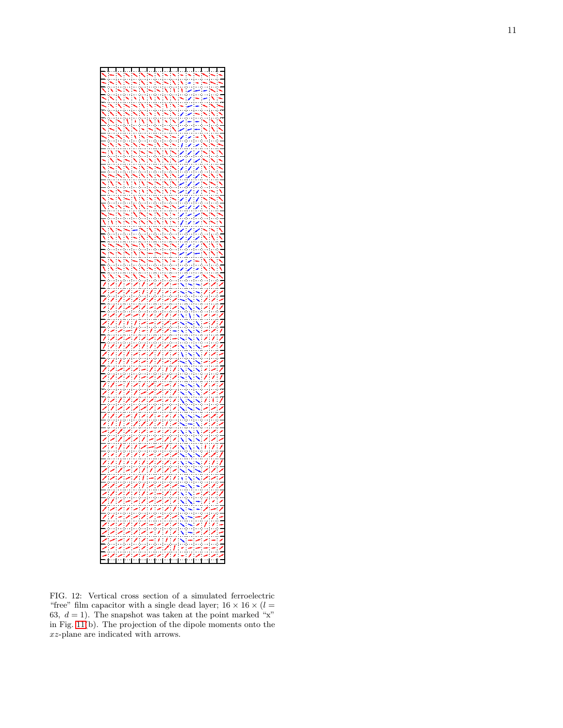FIG. 12: Vertical cross section of a simulated ferroelectric "free" film capacitor with a single dead layer; $16 \times 16 \times (l = 63,\ d = 1)$. The snapshot was taken at the point marked "x" in Fig. 11(b). The projection of the dipole moments onto the $xz$-plane are indicated with arrows.